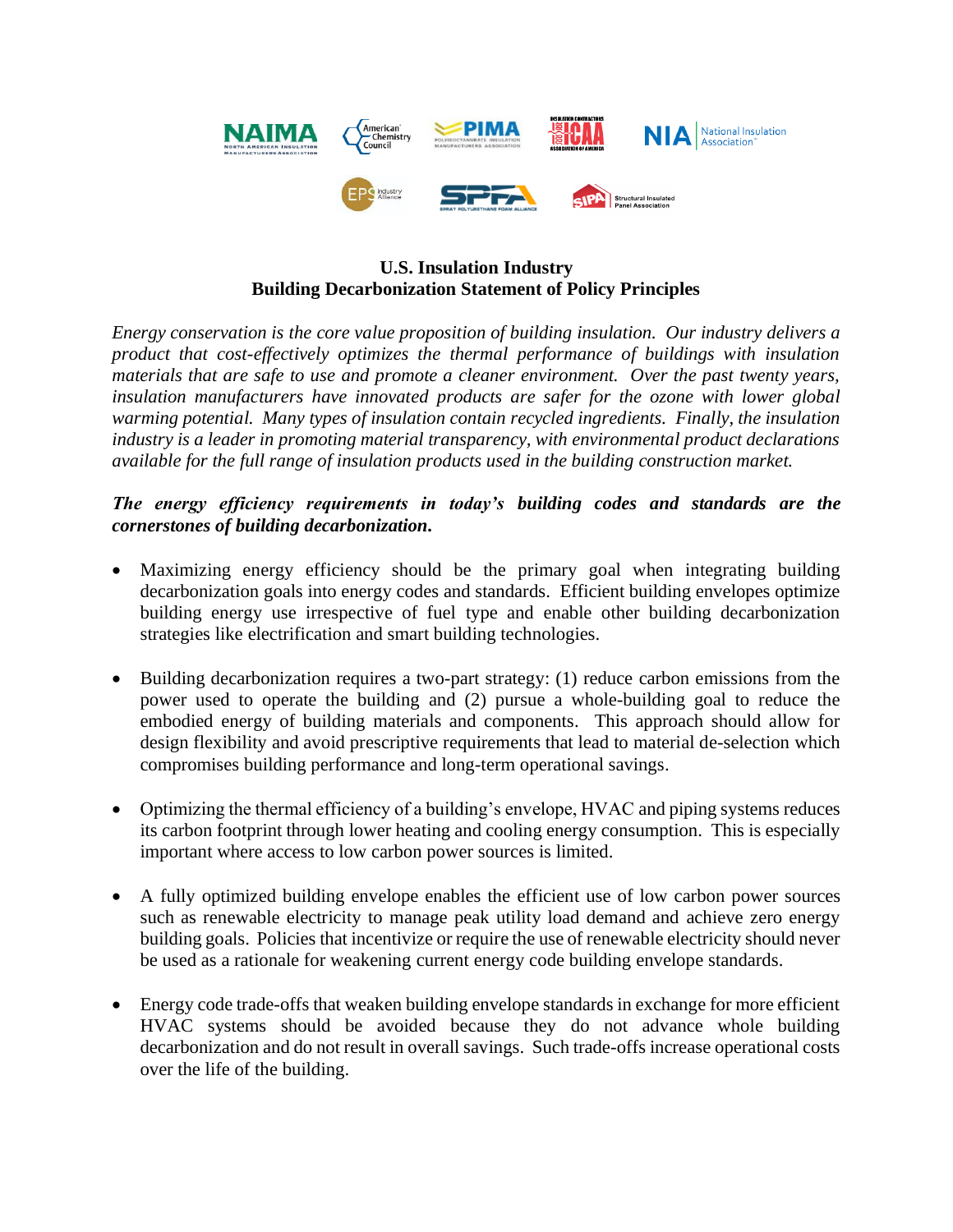**U.S. Insulation Industry**
**Building Decarbonization Statement of Policy Principles**

*Energy conservation is the core value proposition of building insulation. Our industry delivers a product that cost-effectively optimizes the thermal performance of buildings with insulation materials that are safe to use and promote a cleaner environment. Over the past twenty years, insulation manufacturers have innovated products are safer for the ozone with lower global warming potential. Many types of insulation contain recycled ingredients. Finally, the insulation industry is a leader in promoting material transparency, with environmental product declarations available for the full range of insulation products used in the building construction market.*

***The energy efficiency requirements in today's building codes and standards are the cornerstones of building decarbonization.***

- Maximizing energy efficiency should be the primary goal when integrating building decarbonization goals into energy codes and standards. Efficient building envelopes optimize building energy use irrespective of fuel type and enable other building decarbonization strategies like electrification and smart building technologies.

- Building decarbonization requires a two-part strategy: (1) reduce carbon emissions from the power used to operate the building and (2) pursue a whole-building goal to reduce the embodied energy of building materials and components. This approach should allow for design flexibility and avoid prescriptive requirements that lead to material de-selection which compromises building performance and long-term operational savings.

- Optimizing the thermal efficiency of a building's envelope, HVAC and piping systems reduces its carbon footprint through lower heating and cooling energy consumption. This is especially important where access to low carbon power sources is limited.

- A fully optimized building envelope enables the efficient use of low carbon power sources such as renewable electricity to manage peak utility load demand and achieve zero energy building goals. Policies that incentivize or require the use of renewable electricity should never be used as a rationale for weakening current energy code building envelope standards.

- Energy code trade-offs that weaken building envelope standards in exchange for more efficient HVAC systems should be avoided because they do not advance whole building decarbonization and do not result in overall savings. Such trade-offs increase operational costs over the life of the building.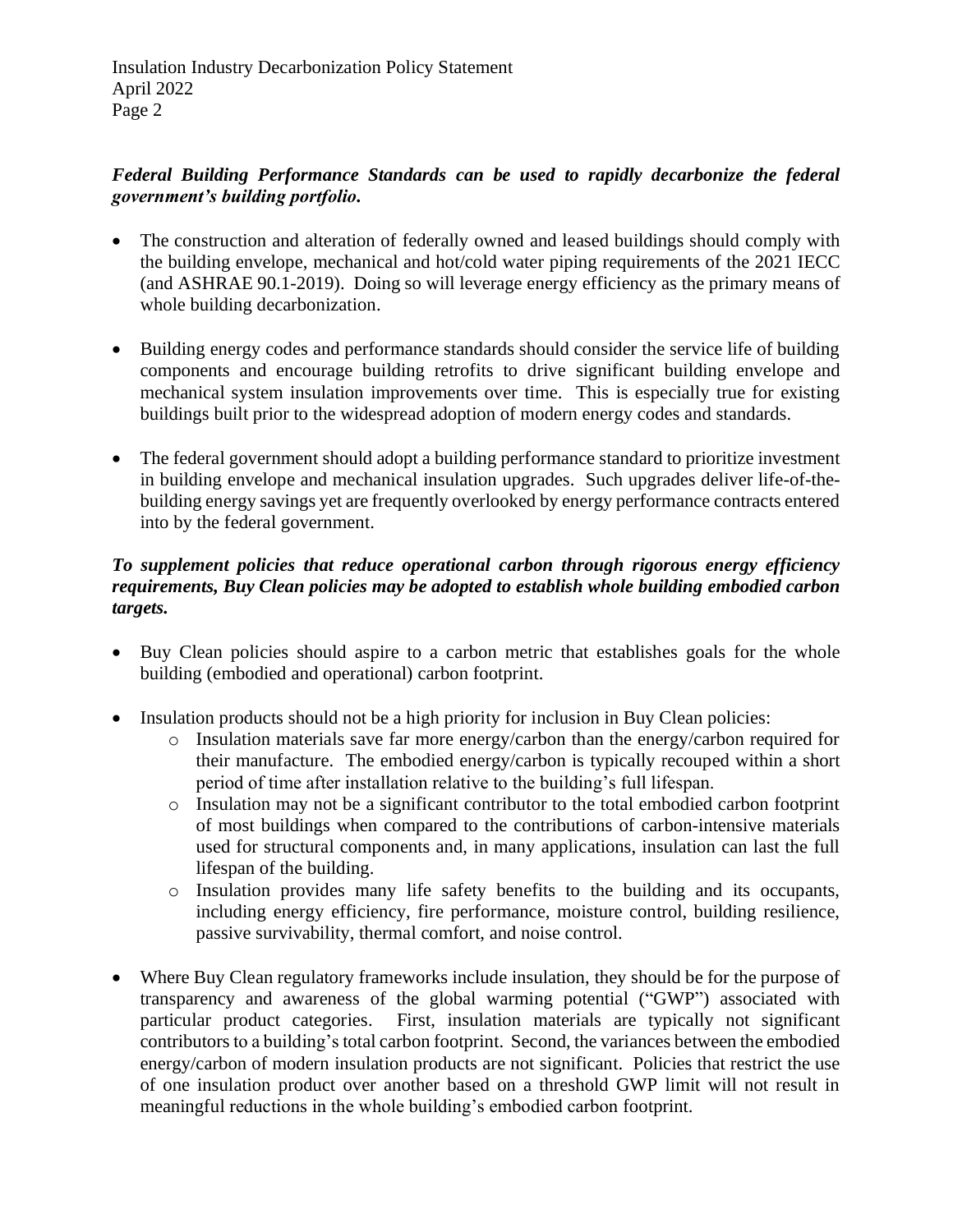***Federal Building Performance Standards can be used to rapidly decarbonize the federal government's building portfolio.***

- The construction and alteration of federally owned and leased buildings should comply with the building envelope, mechanical and hot/cold water piping requirements of the 2021 IECC (and ASHRAE 90.1-2019). Doing so will leverage energy efficiency as the primary means of whole building decarbonization.

- Building energy codes and performance standards should consider the service life of building components and encourage building retrofits to drive significant building envelope and mechanical system insulation improvements over time. This is especially true for existing buildings built prior to the widespread adoption of modern energy codes and standards.

- The federal government should adopt a building performance standard to prioritize investment in building envelope and mechanical insulation upgrades. Such upgrades deliver life-of-the-building energy savings yet are frequently overlooked by energy performance contracts entered into by the federal government.

***To supplement policies that reduce operational carbon through rigorous energy efficiency requirements, Buy Clean policies may be adopted to establish whole building embodied carbon targets.***

- Buy Clean policies should aspire to a carbon metric that establishes goals for the whole building (embodied and operational) carbon footprint.

- Insulation products should not be a high priority for inclusion in Buy Clean policies:
    - Insulation materials save far more energy/carbon than the energy/carbon required for their manufacture. The embodied energy/carbon is typically recouped within a short period of time after installation relative to the building's full lifespan.
    - Insulation may not be a significant contributor to the total embodied carbon footprint of most buildings when compared to the contributions of carbon-intensive materials used for structural components and, in many applications, insulation can last the full lifespan of the building.
    - Insulation provides many life safety benefits to the building and its occupants, including energy efficiency, fire performance, moisture control, building resilience, passive survivability, thermal comfort, and noise control.

- Where Buy Clean regulatory frameworks include insulation, they should be for the purpose of transparency and awareness of the global warming potential ("GWP") associated with particular product categories. First, insulation materials are typically not significant contributors to a building's total carbon footprint. Second, the variances between the embodied energy/carbon of modern insulation products are not significant. Policies that restrict the use of one insulation product over another based on a threshold GWP limit will not result in meaningful reductions in the whole building's embodied carbon footprint.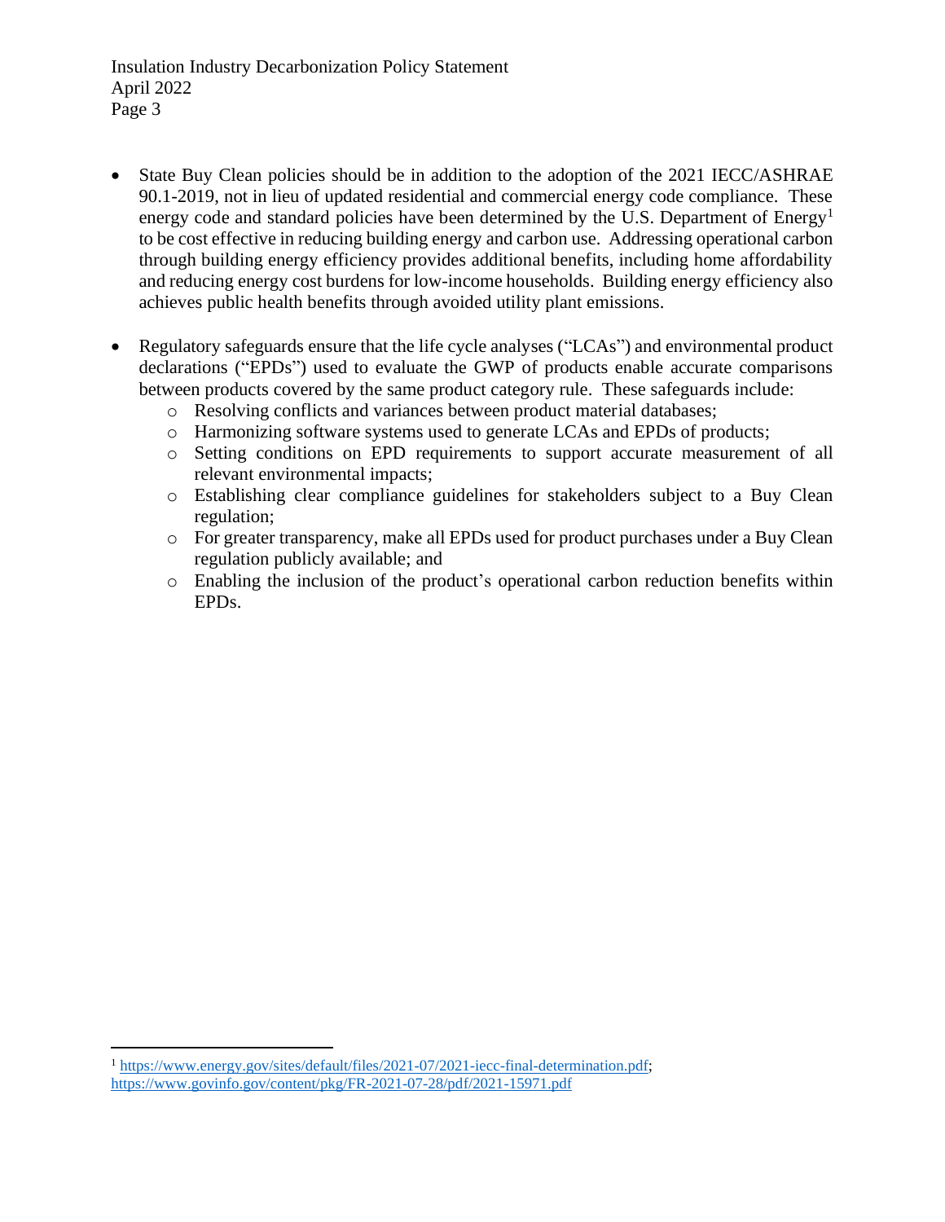- State Buy Clean policies should be in addition to the adoption of the 2021 IECC/ASHRAE 90.1-2019, not in lieu of updated residential and commercial energy code compliance. These energy code and standard policies have been determined by the U.S. Department of Energy[1] to be cost effective in reducing building energy and carbon use. Addressing operational carbon through building energy efficiency provides additional benefits, including home affordability and reducing energy cost burdens for low-income households. Building energy efficiency also achieves public health benefits through avoided utility plant emissions.

- Regulatory safeguards ensure that the life cycle analyses ("LCAs") and environmental product declarations ("EPDs") used to evaluate the GWP of products enable accurate comparisons between products covered by the same product category rule. These safeguards include:
  - Resolving conflicts and variances between product material databases;
  - Harmonizing software systems used to generate LCAs and EPDs of products;
  - Setting conditions on EPD requirements to support accurate measurement of all relevant environmental impacts;
  - Establishing clear compliance guidelines for stakeholders subject to a Buy Clean regulation;
  - For greater transparency, make all EPDs used for product purchases under a Buy Clean regulation publicly available; and
  - Enabling the inclusion of the product's operational carbon reduction benefits within EPDs.

---

[1] https://www.energy.gov/sites/default/files/2021-07/2021-iecc-final-determination.pdf; https://www.govinfo.gov/content/pkg/FR-2021-07-28/pdf/2021-15971.pdf